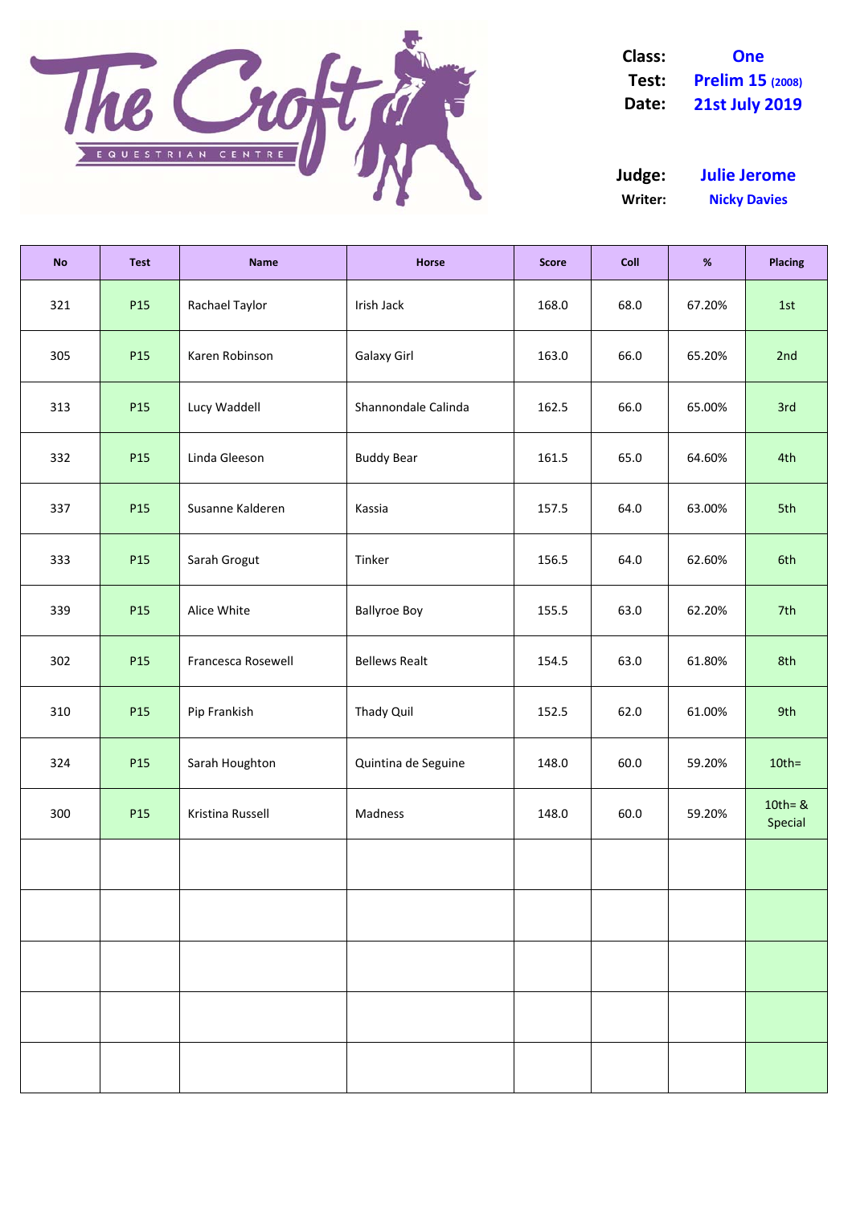The Croft Equestrian Centre

**Class:** One
**Test:** Prelim 15 (2008)
**Date:** 21st July 2019

**Judge:** Julie Jerome
**Writer:** Nicky Davies

| No | Test | Name | Horse | Score | Coll | % | Placing |
|---|---|---|---|---|---|---|---|
| 321 | P15 | Rachael Taylor | Irish Jack | 168.0 | 68.0 | 67.20% | 1st |
| 305 | P15 | Karen Robinson | Galaxy Girl | 163.0 | 66.0 | 65.20% | 2nd |
| 313 | P15 | Lucy Waddell | Shannondale Calinda | 162.5 | 66.0 | 65.00% | 3rd |
| 332 | P15 | Linda Gleeson | Buddy Bear | 161.5 | 65.0 | 64.60% | 4th |
| 337 | P15 | Susanne Kalderen | Kassia | 157.5 | 64.0 | 63.00% | 5th |
| 333 | P15 | Sarah Grogut | Tinker | 156.5 | 64.0 | 62.60% | 6th |
| 339 | P15 | Alice White | Ballyroe Boy | 155.5 | 63.0 | 62.20% | 7th |
| 302 | P15 | Francesca Rosewell | Bellews Realt | 154.5 | 63.0 | 61.80% | 8th |
| 310 | P15 | Pip Frankish | Thady Quil | 152.5 | 62.0 | 61.00% | 9th |
| 324 | P15 | Sarah Houghton | Quintina de Seguine | 148.0 | 60.0 | 59.20% | 10th= |
| 300 | P15 | Kristina Russell | Madness | 148.0 | 60.0 | 59.20% | 10th= & Special |
| | | | | | | | |
| | | | | | | | |
| | | | | | | | |
| | | | | | | | |
| | | | | | | | |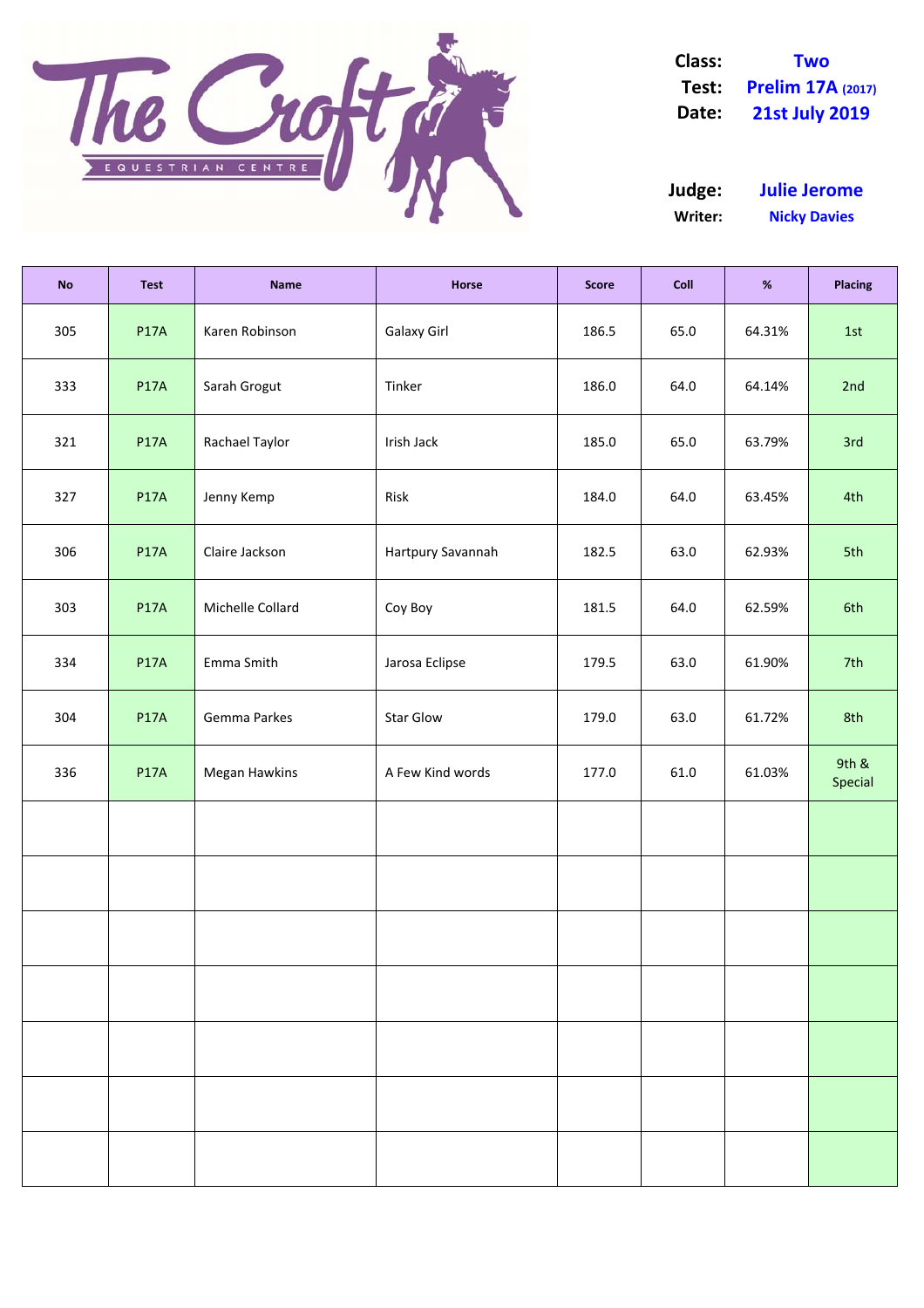**The Croft** EQUESTRIAN CENTRE

**Class:** Two
**Test:** Prelim 17A (2017)
**Date:** 21st July 2019

**Judge:** Julie Jerome
**Writer:** Nicky Davies

| No | Test | Name | Horse | Score | Coll | % | Placing |
|---|---|---|---|---|---|---|---|
| 305 | P17A | Karen Robinson | Galaxy Girl | 186.5 | 65.0 | 64.31% | 1st |
| 333 | P17A | Sarah Grogut | Tinker | 186.0 | 64.0 | 64.14% | 2nd |
| 321 | P17A | Rachael Taylor | Irish Jack | 185.0 | 65.0 | 63.79% | 3rd |
| 327 | P17A | Jenny Kemp | Risk | 184.0 | 64.0 | 63.45% | 4th |
| 306 | P17A | Claire Jackson | Hartpury Savannah | 182.5 | 63.0 | 62.93% | 5th |
| 303 | P17A | Michelle Collard | Coy Boy | 181.5 | 64.0 | 62.59% | 6th |
| 334 | P17A | Emma Smith | Jarosa Eclipse | 179.5 | 63.0 | 61.90% | 7th |
| 304 | P17A | Gemma Parkes | Star Glow | 179.0 | 63.0 | 61.72% | 8th |
| 336 | P17A | Megan Hawkins | A Few Kind words | 177.0 | 61.0 | 61.03% | 9th & Special |
|  |  |  |  |  |  |  |  |
|  |  |  |  |  |  |  |  |
|  |  |  |  |  |  |  |  |
|  |  |  |  |  |  |  |  |
|  |  |  |  |  |  |  |  |
|  |  |  |  |  |  |  |  |
|  |  |  |  |  |  |  |  |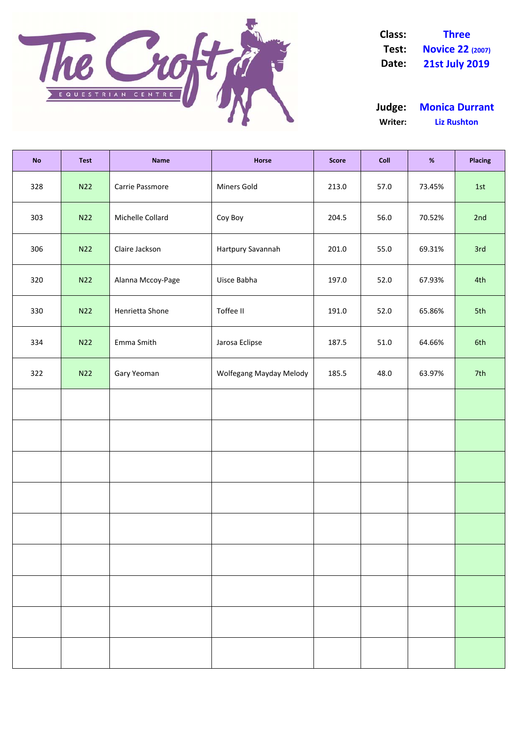**Class:** Three
**Test:** Novice 22 (2007)
**Date:** 21st July 2019

**Judge:** Monica Durrant
**Writer:** Liz Rushton

| No | Test | Name | Horse | Score | Coll | % | Placing |
|---|---|---|---|---|---|---|---|
| 328 | N22 | Carrie Passmore | Miners Gold | 213.0 | 57.0 | 73.45% | 1st |
| 303 | N22 | Michelle Collard | Coy Boy | 204.5 | 56.0 | 70.52% | 2nd |
| 306 | N22 | Claire Jackson | Hartpury Savannah | 201.0 | 55.0 | 69.31% | 3rd |
| 320 | N22 | Alanna Mccoy-Page | Uisce Babha | 197.0 | 52.0 | 67.93% | 4th |
| 330 | N22 | Henrietta Shone | Toffee II | 191.0 | 52.0 | 65.86% | 5th |
| 334 | N22 | Emma Smith | Jarosa Eclipse | 187.5 | 51.0 | 64.66% | 6th |
| 322 | N22 | Gary Yeoman | Wolfegang Mayday Melody | 185.5 | 48.0 | 63.97% | 7th |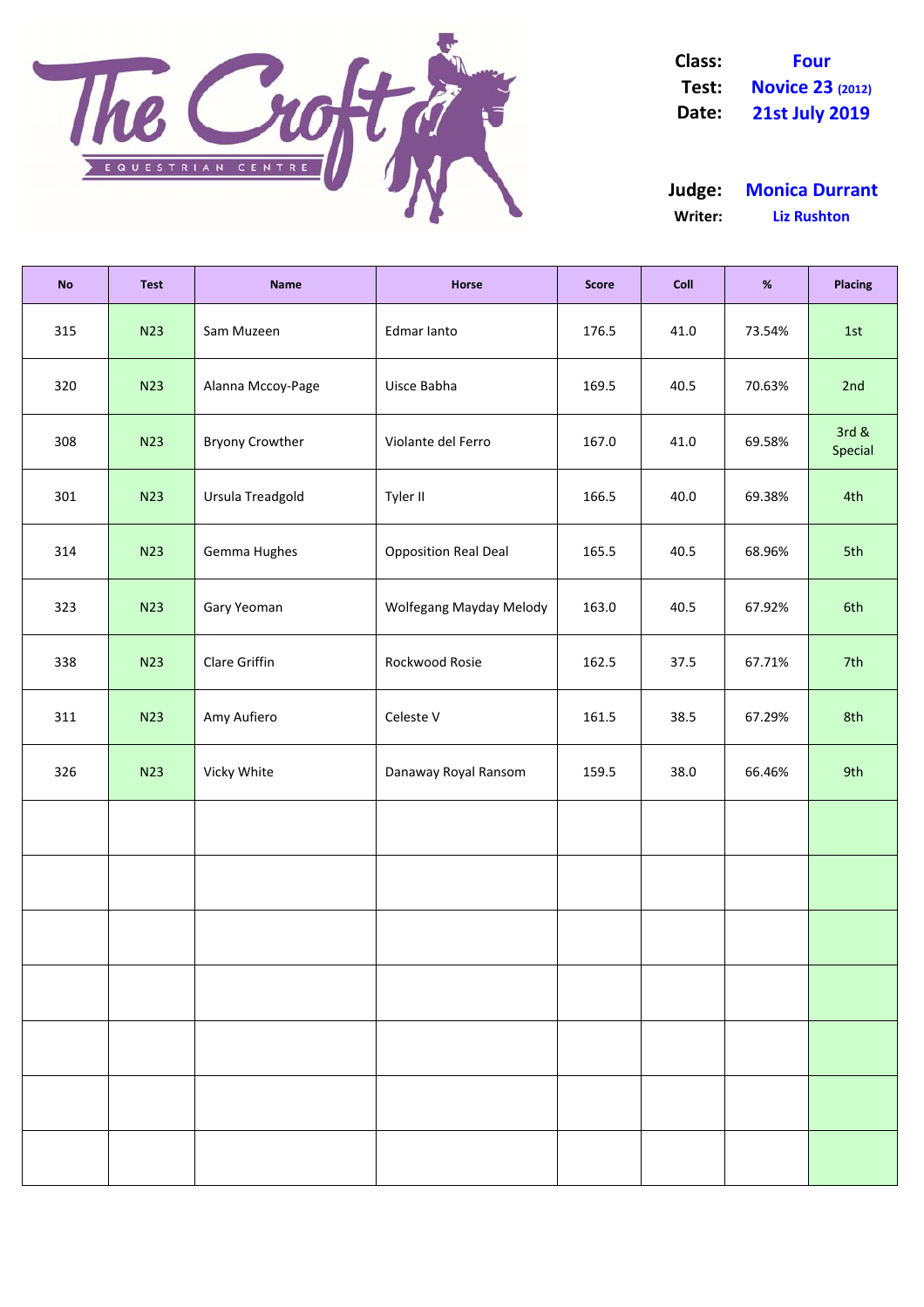**Class:** Four
**Test:** Novice 23 (2012)
**Date:** 21st July 2019

**Judge:** Monica Durrant
**Writer:** Liz Rushton

| No | Test | Name | Horse | Score | Coll | % | Placing |
|---|---|---|---|---|---|---|---|
| 315 | N23 | Sam Muzeen | Edmar Ianto | 176.5 | 41.0 | 73.54% | 1st |
| 320 | N23 | Alanna Mccoy-Page | Uisce Babha | 169.5 | 40.5 | 70.63% | 2nd |
| 308 | N23 | Bryony Crowther | Violante del Ferro | 167.0 | 41.0 | 69.58% | 3rd & Special |
| 301 | N23 | Ursula Treadgold | Tyler II | 166.5 | 40.0 | 69.38% | 4th |
| 314 | N23 | Gemma Hughes | Opposition Real Deal | 165.5 | 40.5 | 68.96% | 5th |
| 323 | N23 | Gary Yeoman | Wolfegang Mayday Melody | 163.0 | 40.5 | 67.92% | 6th |
| 338 | N23 | Clare Griffin | Rockwood Rosie | 162.5 | 37.5 | 67.71% | 7th |
| 311 | N23 | Amy Aufiero | Celeste V | 161.5 | 38.5 | 67.29% | 8th |
| 326 | N23 | Vicky White | Danaway Royal Ransom | 159.5 | 38.0 | 66.46% | 9th |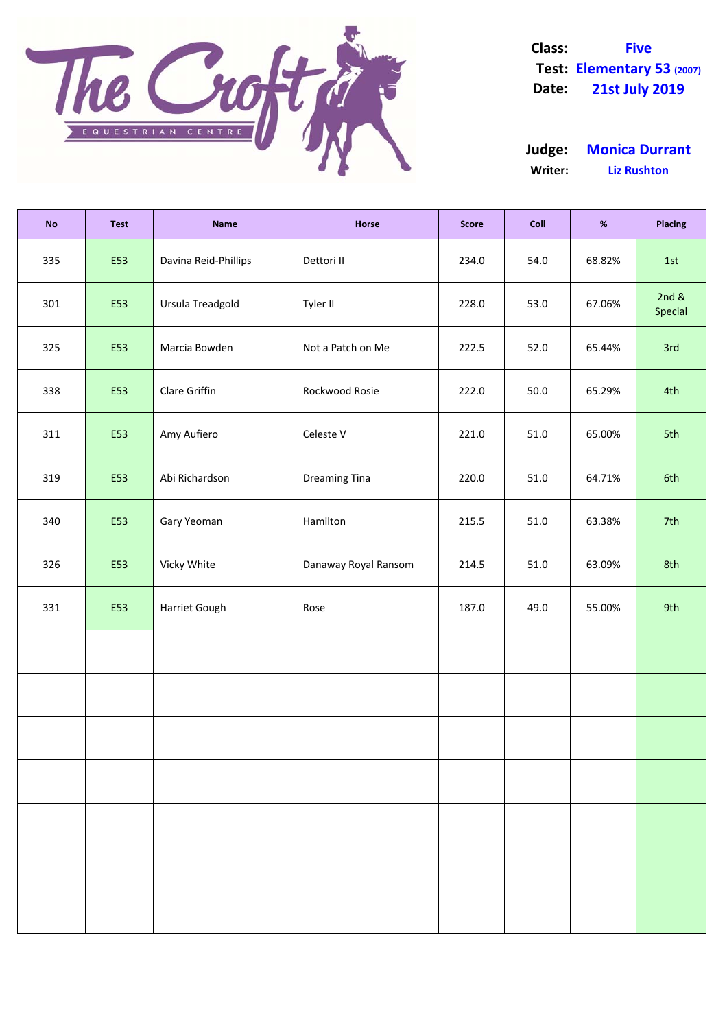The Croft Equestrian Centre

**Class:** Five
**Test:** Elementary 53 (2007)
**Date:** 21st July 2019

**Judge:** Monica Durrant
**Writer:** Liz Rushton

| No | Test | Name | Horse | Score | Coll | % | Placing |
|---|---|---|---|---|---|---|---|
| 335 | E53 | Davina Reid-Phillips | Dettori II | 234.0 | 54.0 | 68.82% | 1st |
| 301 | E53 | Ursula Treadgold | Tyler II | 228.0 | 53.0 | 67.06% | 2nd & Special |
| 325 | E53 | Marcia Bowden | Not a Patch on Me | 222.5 | 52.0 | 65.44% | 3rd |
| 338 | E53 | Clare Griffin | Rockwood Rosie | 222.0 | 50.0 | 65.29% | 4th |
| 311 | E53 | Amy Aufiero | Celeste V | 221.0 | 51.0 | 65.00% | 5th |
| 319 | E53 | Abi Richardson | Dreaming Tina | 220.0 | 51.0 | 64.71% | 6th |
| 340 | E53 | Gary Yeoman | Hamilton | 215.5 | 51.0 | 63.38% | 7th |
| 326 | E53 | Vicky White | Danaway Royal Ransom | 214.5 | 51.0 | 63.09% | 8th |
| 331 | E53 | Harriet Gough | Rose | 187.0 | 49.0 | 55.00% | 9th |
| | | | | | | | |
| | | | | | | | |
| | | | | | | | |
| | | | | | | | |
| | | | | | | | |
| | | | | | | | |
| | | | | | | | |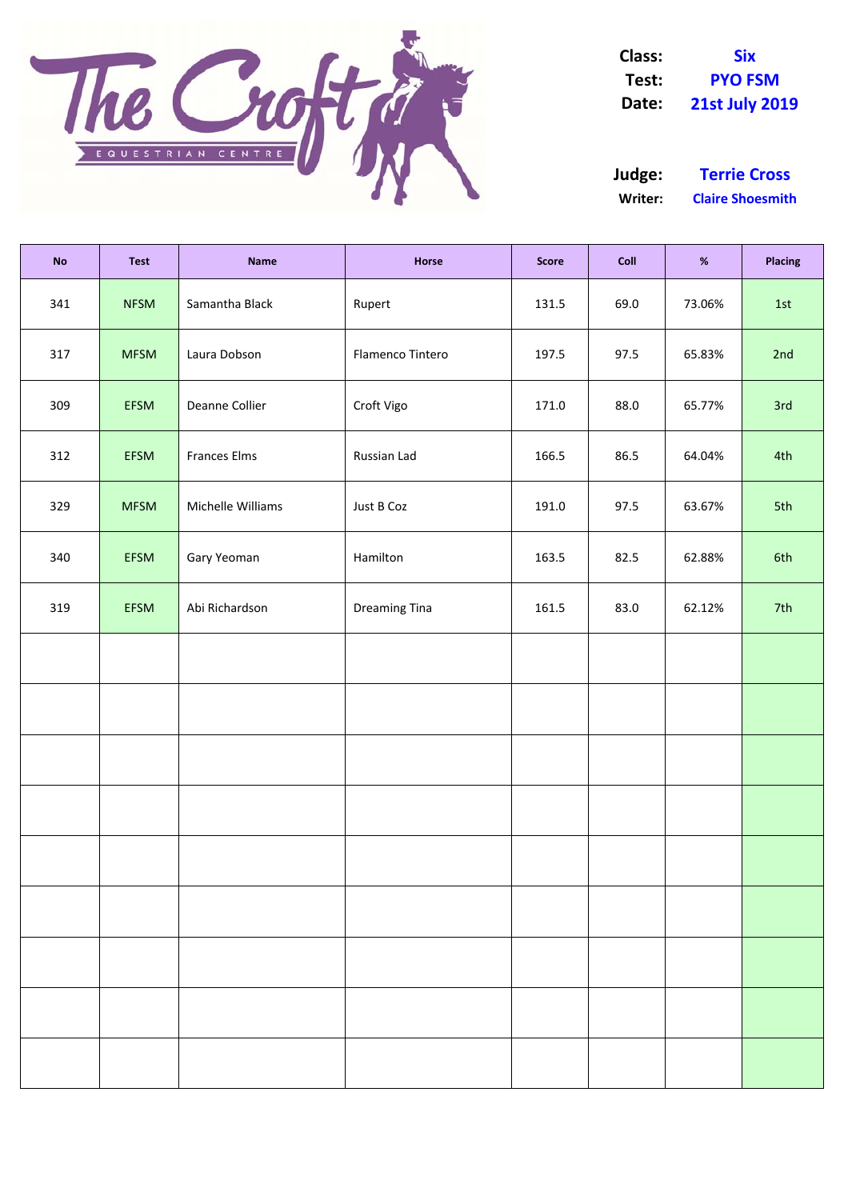The Croft

EQUESTRIAN CENTRE

**Class:** Six
**Test:** PYO FSM
**Date:** 21st July 2019

**Judge:** Terrie Cross
**Writer:** Claire Shoesmith

| No | Test | Name | Horse | Score | Coll | % | Placing |
|---|---|---|---|---|---|---|---|
| 341 | NFSM | Samantha Black | Rupert | 131.5 | 69.0 | 73.06% | 1st |
| 317 | MFSM | Laura Dobson | Flamenco Tintero | 197.5 | 97.5 | 65.83% | 2nd |
| 309 | EFSM | Deanne Collier | Croft Vigo | 171.0 | 88.0 | 65.77% | 3rd |
| 312 | EFSM | Frances Elms | Russian Lad | 166.5 | 86.5 | 64.04% | 4th |
| 329 | MFSM | Michelle Williams | Just B Coz | 191.0 | 97.5 | 63.67% | 5th |
| 340 | EFSM | Gary Yeoman | Hamilton | 163.5 | 82.5 | 62.88% | 6th |
| 319 | EFSM | Abi Richardson | Dreaming Tina | 161.5 | 83.0 | 62.12% | 7th |